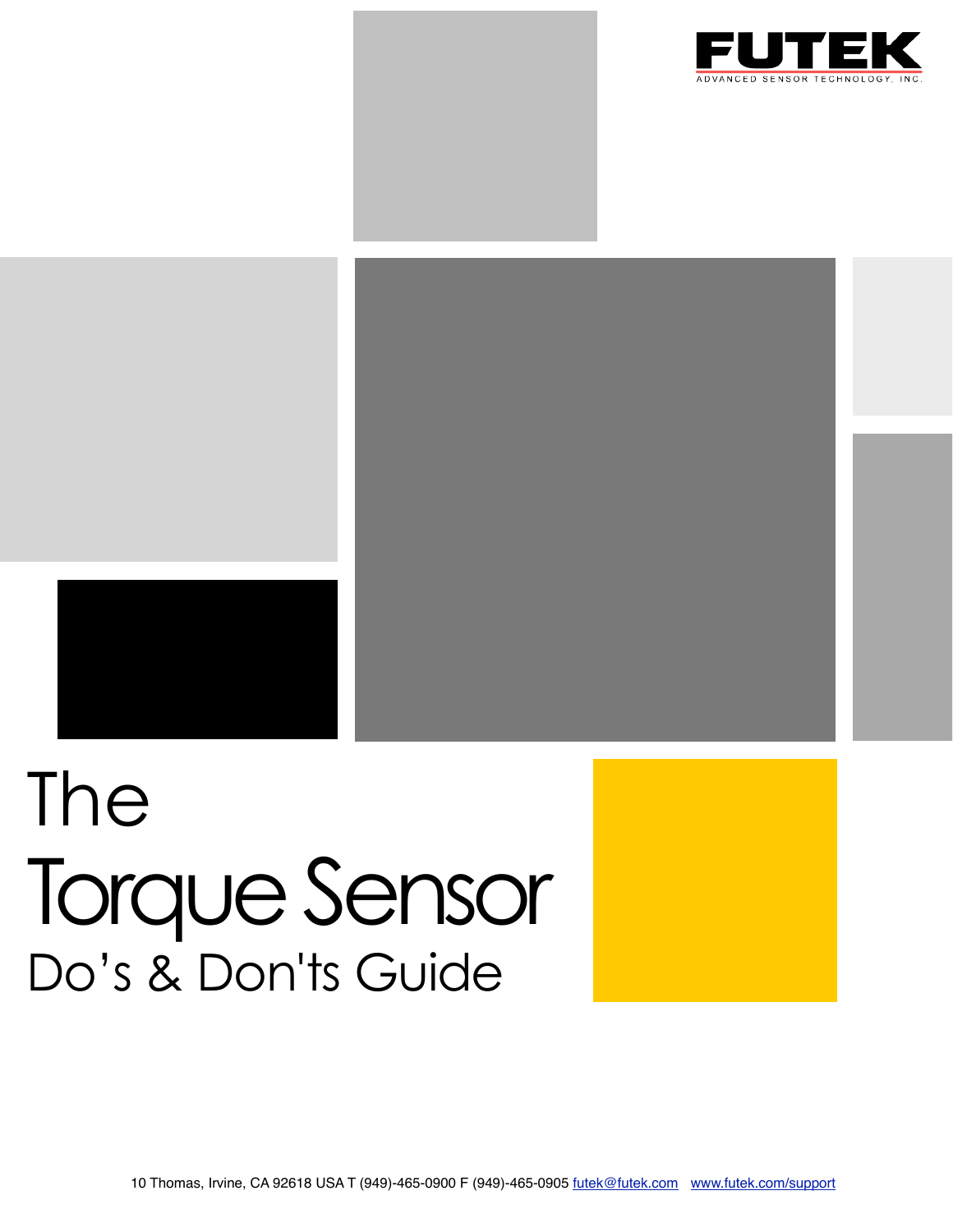FUTEK

ADVANCED SENSOR TECHNOLOGY, INC.

# The Torque Sensor Do’s & Don'ts Guide

10 Thomas, Irvine, CA 92618 USA T (949)-465-0900 F (949)-465-0905 futek@futek.com www.futek.com/support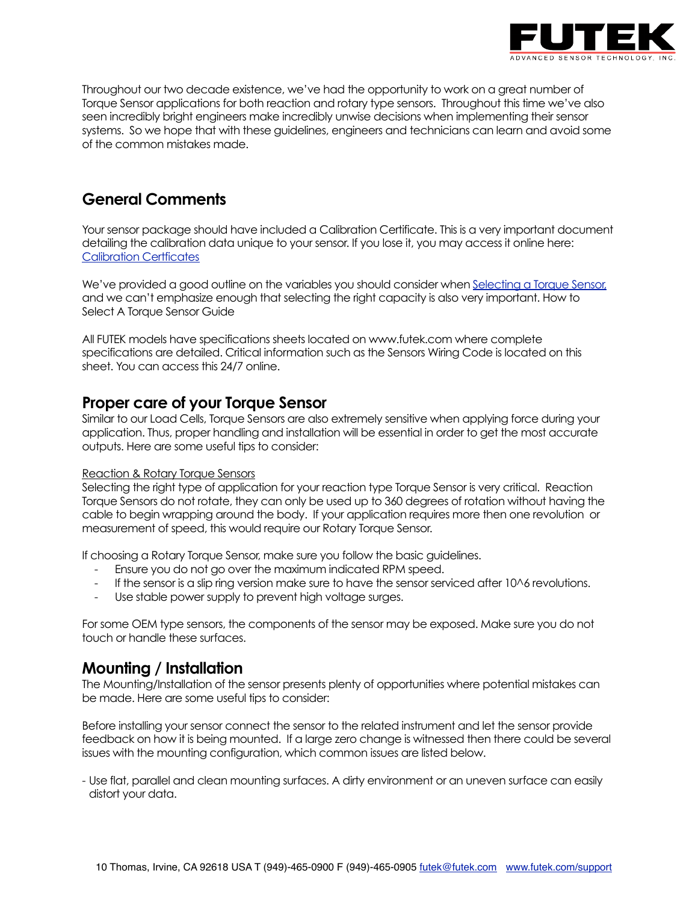Throughout our two decade existence, we've had the opportunity to work on a great number of Torque Sensor applications for both reaction and rotary type sensors. Throughout this time we've also seen incredibly bright engineers make incredibly unwise decisions when implementing their sensor systems. So we hope that with these guidelines, engineers and technicians can learn and avoid some of the common mistakes made.

## General Comments

Your sensor package should have included a Calibration Certificate. This is a very important document detailing the calibration data unique to your sensor. If you lose it, you may access it online here: Calibration Certficates

We've provided a good outline on the variables you should consider when Selecting a Torque Sensor, and we can't emphasize enough that selecting the right capacity is also very important. How to Select A Torque Sensor Guide

All FUTEK models have specifications sheets located on www.futek.com where complete specifications are detailed. Critical information such as the Sensors Wiring Code is located on this sheet. You can access this 24/7 online.

## Proper care of your Torque Sensor

Similar to our Load Cells, Torque Sensors are also extremely sensitive when applying force during your application. Thus, proper handling and installation will be essential in order to get the most accurate outputs. Here are some useful tips to consider:

Reaction & Rotary Torque Sensors

Selecting the right type of application for your reaction type Torque Sensor is very critical. Reaction Torque Sensors do not rotate, they can only be used up to 360 degrees of rotation without having the cable to begin wrapping around the body. If your application requires more then one revolution or measurement of speed, this would require our Rotary Torque Sensor.

If choosing a Rotary Torque Sensor, make sure you follow the basic guidelines.

- Ensure you do not go over the maximum indicated RPM speed.
- If the sensor is a slip ring version make sure to have the sensor serviced after 10^6 revolutions.
- Use stable power supply to prevent high voltage surges.

For some OEM type sensors, the components of the sensor may be exposed. Make sure you do not touch or handle these surfaces.

## Mounting / Installation

The Mounting/Installation of the sensor presents plenty of opportunities where potential mistakes can be made. Here are some useful tips to consider:

Before installing your sensor connect the sensor to the related instrument and let the sensor provide feedback on how it is being mounted. If a large zero change is witnessed then there could be several issues with the mounting configuration, which common issues are listed below.

- Use flat, parallel and clean mounting surfaces. A dirty environment or an uneven surface can easily distort your data.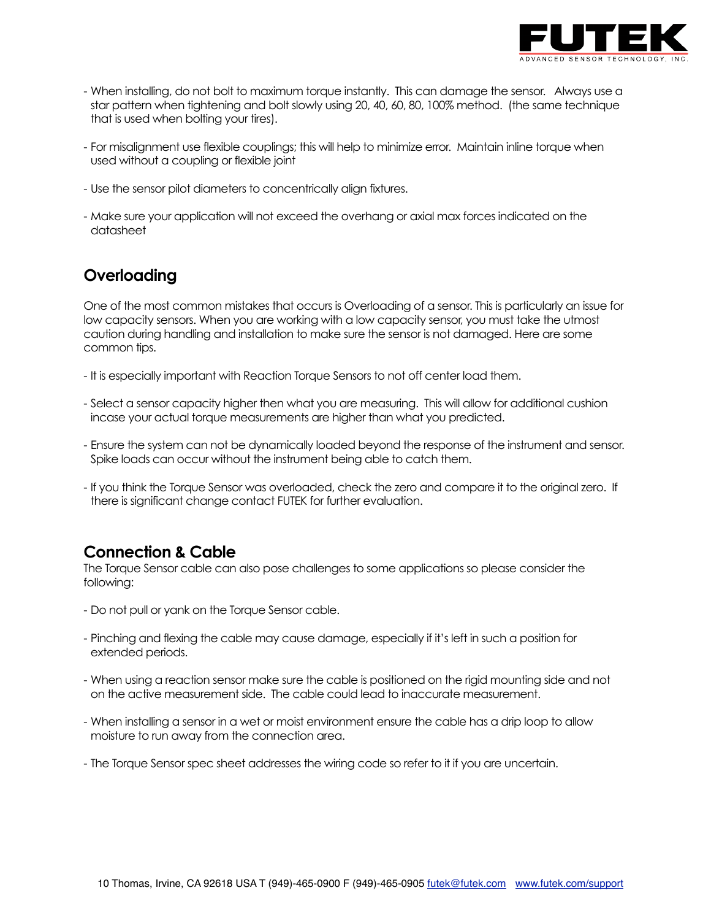- When installing, do not bolt to maximum torque instantly. This can damage the sensor. Always use a star pattern when tightening and bolt slowly using 20, 40, 60, 80, 100% method. (the same technique that is used when bolting your tires).

- For misalignment use flexible couplings; this will help to minimize error. Maintain inline torque when used without a coupling or flexible joint

- Use the sensor pilot diameters to concentrically align fixtures.

- Make sure your application will not exceed the overhang or axial max forces indicated on the datasheet

## Overloading

One of the most common mistakes that occurs is Overloading of a sensor. This is particularly an issue for low capacity sensors. When you are working with a low capacity sensor, you must take the utmost caution during handling and installation to make sure the sensor is not damaged. Here are some common tips.

- It is especially important with Reaction Torque Sensors to not off center load them.

- Select a sensor capacity higher then what you are measuring. This will allow for additional cushion incase your actual torque measurements are higher than what you predicted.

- Ensure the system can not be dynamically loaded beyond the response of the instrument and sensor. Spike loads can occur without the instrument being able to catch them.

- If you think the Torque Sensor was overloaded, check the zero and compare it to the original zero. If there is significant change contact FUTEK for further evaluation.

## Connection & Cable

The Torque Sensor cable can also pose challenges to some applications so please consider the following:

- Do not pull or yank on the Torque Sensor cable.

- Pinching and flexing the cable may cause damage, especially if it's left in such a position for extended periods.

- When using a reaction sensor make sure the cable is positioned on the rigid mounting side and not on the active measurement side. The cable could lead to inaccurate measurement.

- When installing a sensor in a wet or moist environment ensure the cable has a drip loop to allow moisture to run away from the connection area.

- The Torque Sensor spec sheet addresses the wiring code so refer to it if you are uncertain.